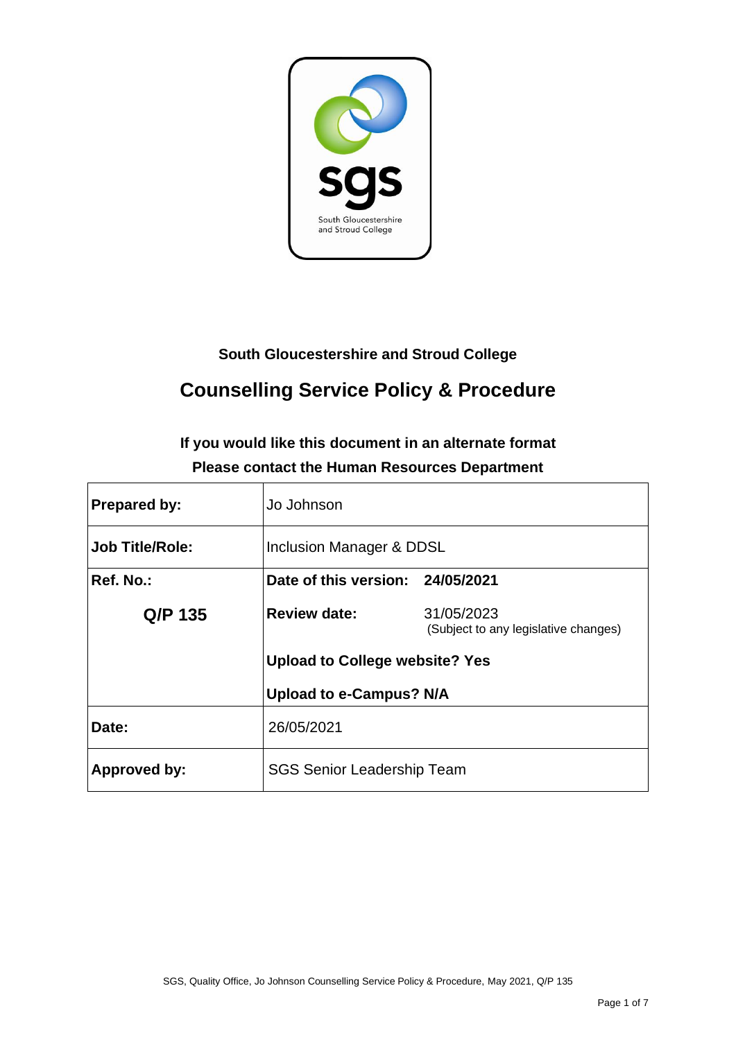South Gloucestershire and Stroud College

# Counselling Service Policy & Procedure

**If you would like this document in an alternate format**
**Please contact the Human Resources Department**

| **Prepared by:** | Jo Johnson | |
|---|---|---|
| **Job Title/Role:** | Inclusion Manager & DDSL | |
| **Ref. No.:** | **Date of this version:** | **24/05/2021** |
| **Q/P 135** | **Review date:** | 31/05/2023 (Subject to any legislative changes) |
| | **Upload to College website? Yes** | |
| | **Upload to e-Campus? N/A** | |
| **Date:** | 26/05/2021 | |
| **Approved by:** | SGS Senior Leadership Team | |

SGS, Quality Office, Jo Johnson Counselling Service Policy & Procedure, May 2021, Q/P 135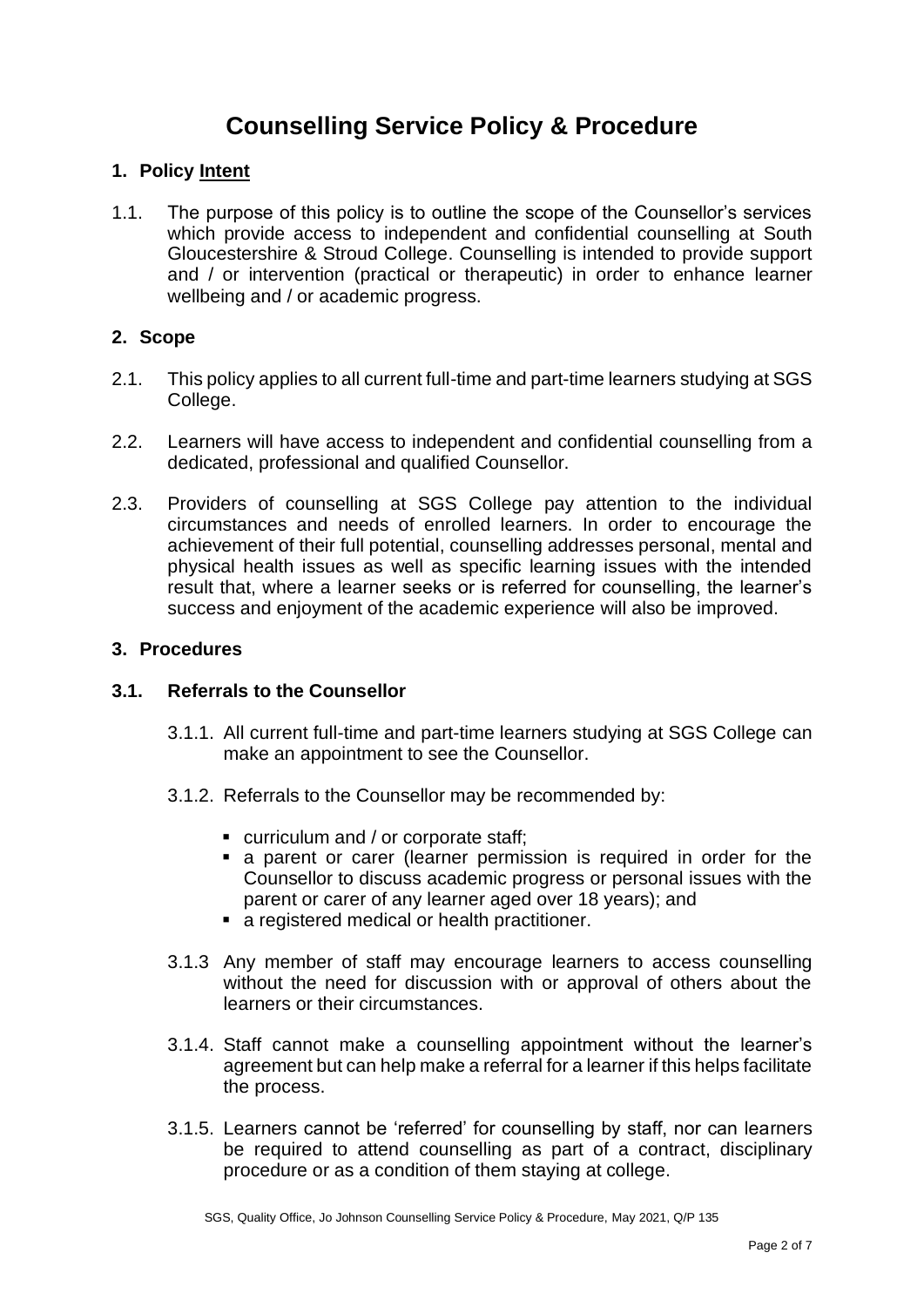# Counselling Service Policy & Procedure

## 1. Policy Intent

1.1. The purpose of this policy is to outline the scope of the Counsellor's services which provide access to independent and confidential counselling at South Gloucestershire & Stroud College. Counselling is intended to provide support and / or intervention (practical or therapeutic) in order to enhance learner wellbeing and / or academic progress.

## 2. Scope

2.1. This policy applies to all current full-time and part-time learners studying at SGS College.

2.2. Learners will have access to independent and confidential counselling from a dedicated, professional and qualified Counsellor.

2.3. Providers of counselling at SGS College pay attention to the individual circumstances and needs of enrolled learners. In order to encourage the achievement of their full potential, counselling addresses personal, mental and physical health issues as well as specific learning issues with the intended result that, where a learner seeks or is referred for counselling, the learner's success and enjoyment of the academic experience will also be improved.

## 3. Procedures

### 3.1. Referrals to the Counsellor

3.1.1. All current full-time and part-time learners studying at SGS College can make an appointment to see the Counsellor.

3.1.2. Referrals to the Counsellor may be recommended by:

- curriculum and / or corporate staff;
- a parent or carer (learner permission is required in order for the Counsellor to discuss academic progress or personal issues with the parent or carer of any learner aged over 18 years); and
- a registered medical or health practitioner.

3.1.3 Any member of staff may encourage learners to access counselling without the need for discussion with or approval of others about the learners or their circumstances.

3.1.4. Staff cannot make a counselling appointment without the learner's agreement but can help make a referral for a learner if this helps facilitate the process.

3.1.5. Learners cannot be 'referred' for counselling by staff, nor can learners be required to attend counselling as part of a contract, disciplinary procedure or as a condition of them staying at college.

SGS, Quality Office, Jo Johnson Counselling Service Policy & Procedure, May 2021, Q/P 135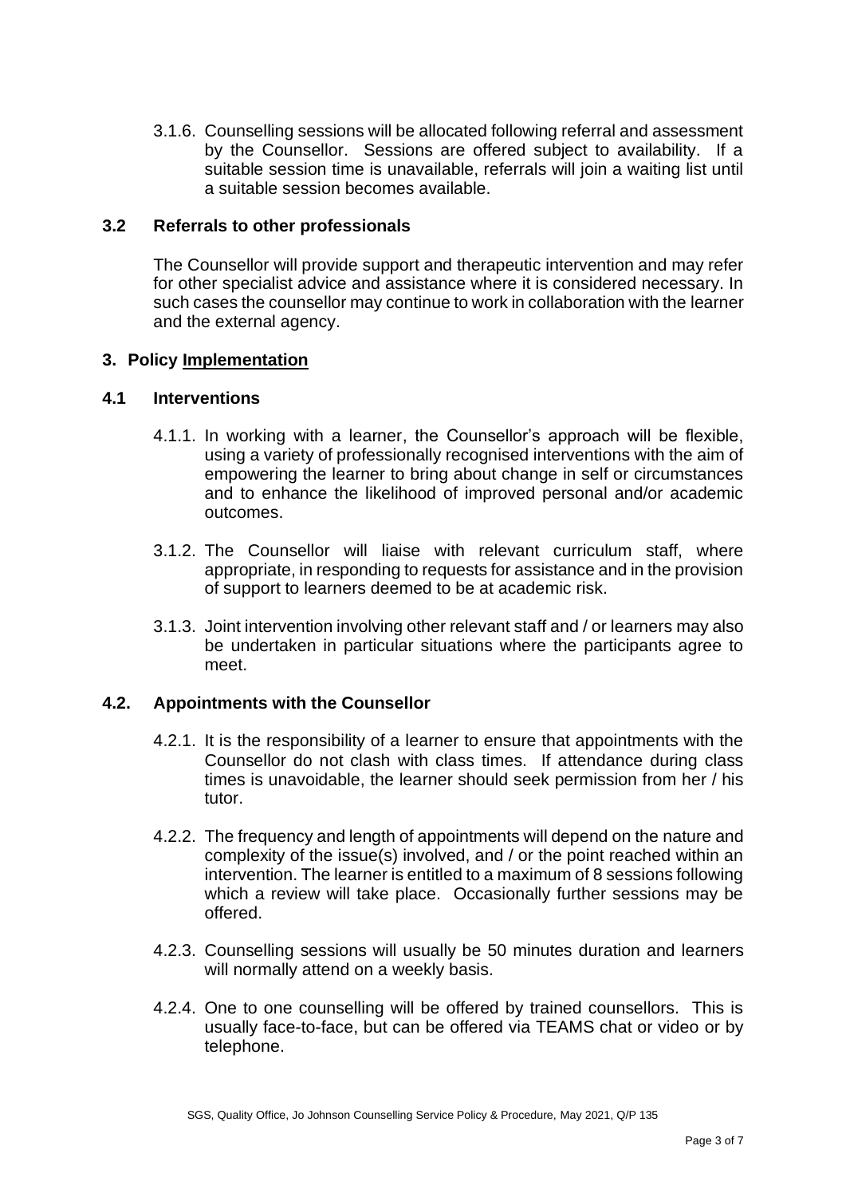3.1.6. Counselling sessions will be allocated following referral and assessment by the Counsellor. Sessions are offered subject to availability. If a suitable session time is unavailable, referrals will join a waiting list until a suitable session becomes available.

### 3.2 Referrals to other professionals

The Counsellor will provide support and therapeutic intervention and may refer for other specialist advice and assistance where it is considered necessary. In such cases the counsellor may continue to work in collaboration with the learner and the external agency.

## 3. Policy Implementation

### 4.1 Interventions

4.1.1. In working with a learner, the Counsellor's approach will be flexible, using a variety of professionally recognised interventions with the aim of empowering the learner to bring about change in self or circumstances and to enhance the likelihood of improved personal and/or academic outcomes.

3.1.2. The Counsellor will liaise with relevant curriculum staff, where appropriate, in responding to requests for assistance and in the provision of support to learners deemed to be at academic risk.

3.1.3. Joint intervention involving other relevant staff and / or learners may also be undertaken in particular situations where the participants agree to meet.

### 4.2. Appointments with the Counsellor

4.2.1. It is the responsibility of a learner to ensure that appointments with the Counsellor do not clash with class times. If attendance during class times is unavoidable, the learner should seek permission from her / his tutor.

4.2.2. The frequency and length of appointments will depend on the nature and complexity of the issue(s) involved, and / or the point reached within an intervention. The learner is entitled to a maximum of 8 sessions following which a review will take place. Occasionally further sessions may be offered.

4.2.3. Counselling sessions will usually be 50 minutes duration and learners will normally attend on a weekly basis.

4.2.4. One to one counselling will be offered by trained counsellors. This is usually face-to-face, but can be offered via TEAMS chat or video or by telephone.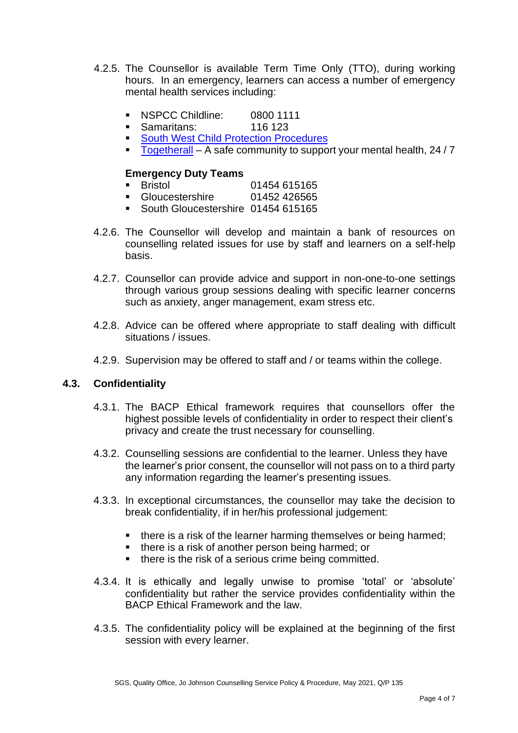4.2.5. The Counsellor is available Term Time Only (TTO), during working hours. In an emergency, learners can access a number of emergency mental health services including:

- NSPCC Childline: 0800 1111
- Samaritans: 116 123
- [South West Child Protection Procedures]()
- [Togetherall]() – A safe community to support your mental health, 24 / 7

**Emergency Duty Teams**

- Bristol 01454 615165
- Gloucestershire 01452 426565
- South Gloucestershire 01454 615165

4.2.6. The Counsellor will develop and maintain a bank of resources on counselling related issues for use by staff and learners on a self-help basis.

4.2.7. Counsellor can provide advice and support in non-one-to-one settings through various group sessions dealing with specific learner concerns such as anxiety, anger management, exam stress etc.

4.2.8. Advice can be offered where appropriate to staff dealing with difficult situations / issues.

4.2.9. Supervision may be offered to staff and / or teams within the college.

## 4.3. Confidentiality

4.3.1. The BACP Ethical framework requires that counsellors offer the highest possible levels of confidentiality in order to respect their client's privacy and create the trust necessary for counselling.

4.3.2. Counselling sessions are confidential to the learner. Unless they have the learner's prior consent, the counsellor will not pass on to a third party any information regarding the learner's presenting issues.

4.3.3. In exceptional circumstances, the counsellor may take the decision to break confidentiality, if in her/his professional judgement:

- there is a risk of the learner harming themselves or being harmed;
- there is a risk of another person being harmed; or
- there is the risk of a serious crime being committed.

4.3.4. It is ethically and legally unwise to promise 'total' or 'absolute' confidentiality but rather the service provides confidentiality within the BACP Ethical Framework and the law.

4.3.5. The confidentiality policy will be explained at the beginning of the first session with every learner.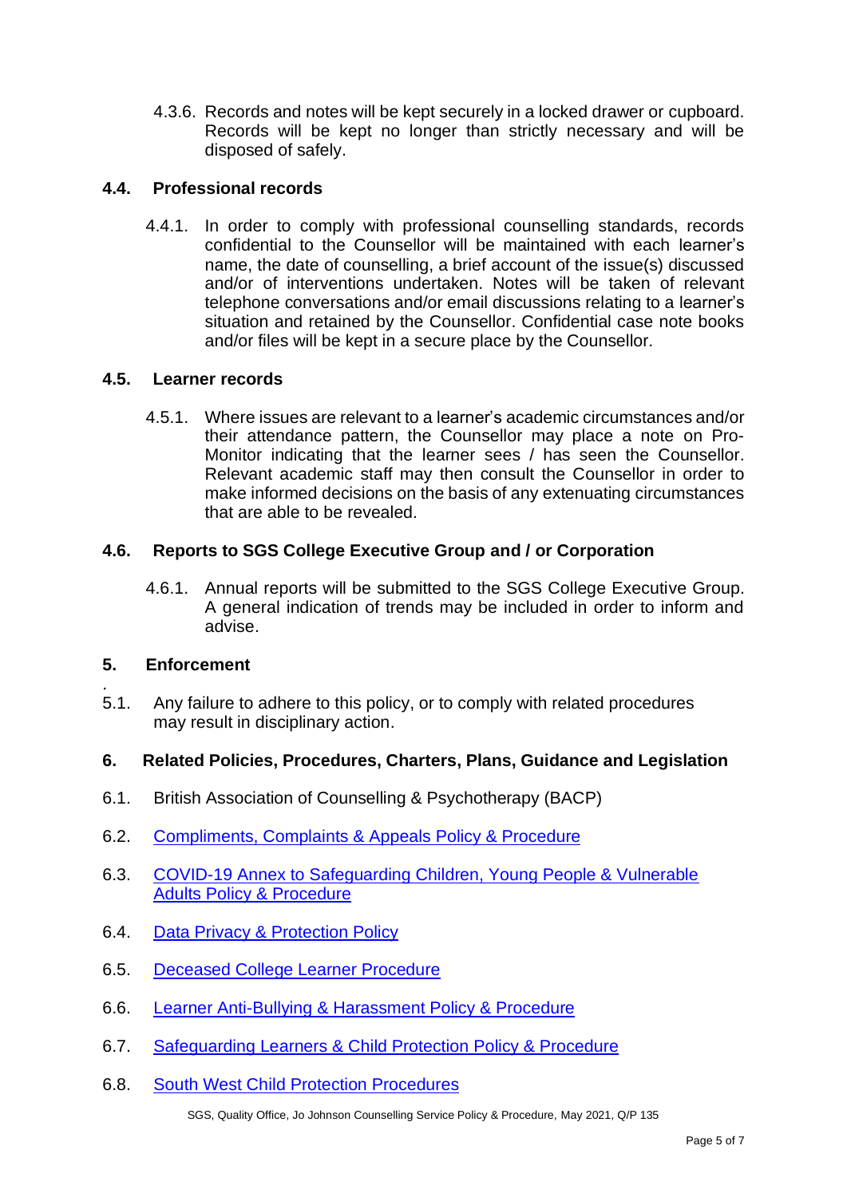4.3.6. Records and notes will be kept securely in a locked drawer or cupboard. Records will be kept no longer than strictly necessary and will be disposed of safely.

### 4.4. Professional records

4.4.1. In order to comply with professional counselling standards, records confidential to the Counsellor will be maintained with each learner's name, the date of counselling, a brief account of the issue(s) discussed and/or of interventions undertaken. Notes will be taken of relevant telephone conversations and/or email discussions relating to a learner's situation and retained by the Counsellor. Confidential case note books and/or files will be kept in a secure place by the Counsellor.

### 4.5. Learner records

4.5.1. Where issues are relevant to a learner's academic circumstances and/or their attendance pattern, the Counsellor may place a note on Pro-Monitor indicating that the learner sees / has seen the Counsellor. Relevant academic staff may then consult the Counsellor in order to make informed decisions on the basis of any extenuating circumstances that are able to be revealed.

### 4.6. Reports to SGS College Executive Group and / or Corporation

4.6.1. Annual reports will be submitted to the SGS College Executive Group. A general indication of trends may be included in order to inform and advise.

## 5. Enforcement

5.1. Any failure to adhere to this policy, or to comply with related procedures may result in disciplinary action.

## 6. Related Policies, Procedures, Charters, Plans, Guidance and Legislation

6.1. British Association of Counselling & Psychotherapy (BACP)

6.2. Compliments, Complaints & Appeals Policy & Procedure

6.3. COVID-19 Annex to Safeguarding Children, Young People & Vulnerable Adults Policy & Procedure

6.4. Data Privacy & Protection Policy

6.5. Deceased College Learner Procedure

6.6. Learner Anti-Bullying & Harassment Policy & Procedure

6.7. Safeguarding Learners & Child Protection Policy & Procedure

6.8. South West Child Protection Procedures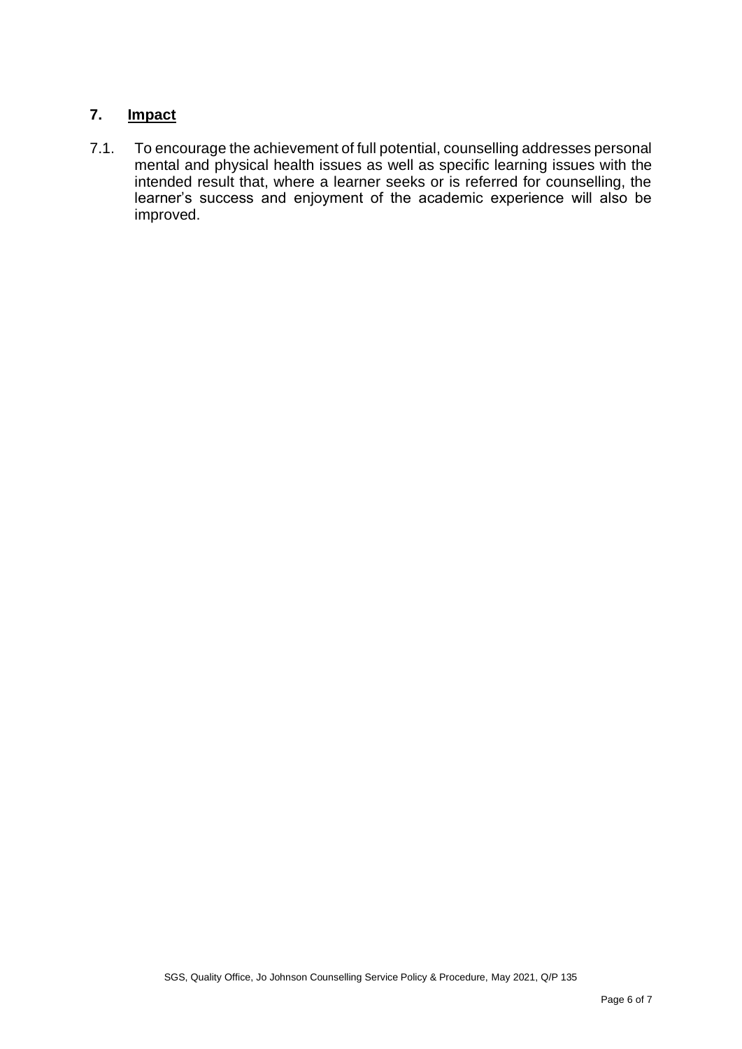## 7. Impact

7.1. To encourage the achievement of full potential, counselling addresses personal mental and physical health issues as well as specific learning issues with the intended result that, where a learner seeks or is referred for counselling, the learner's success and enjoyment of the academic experience will also be improved.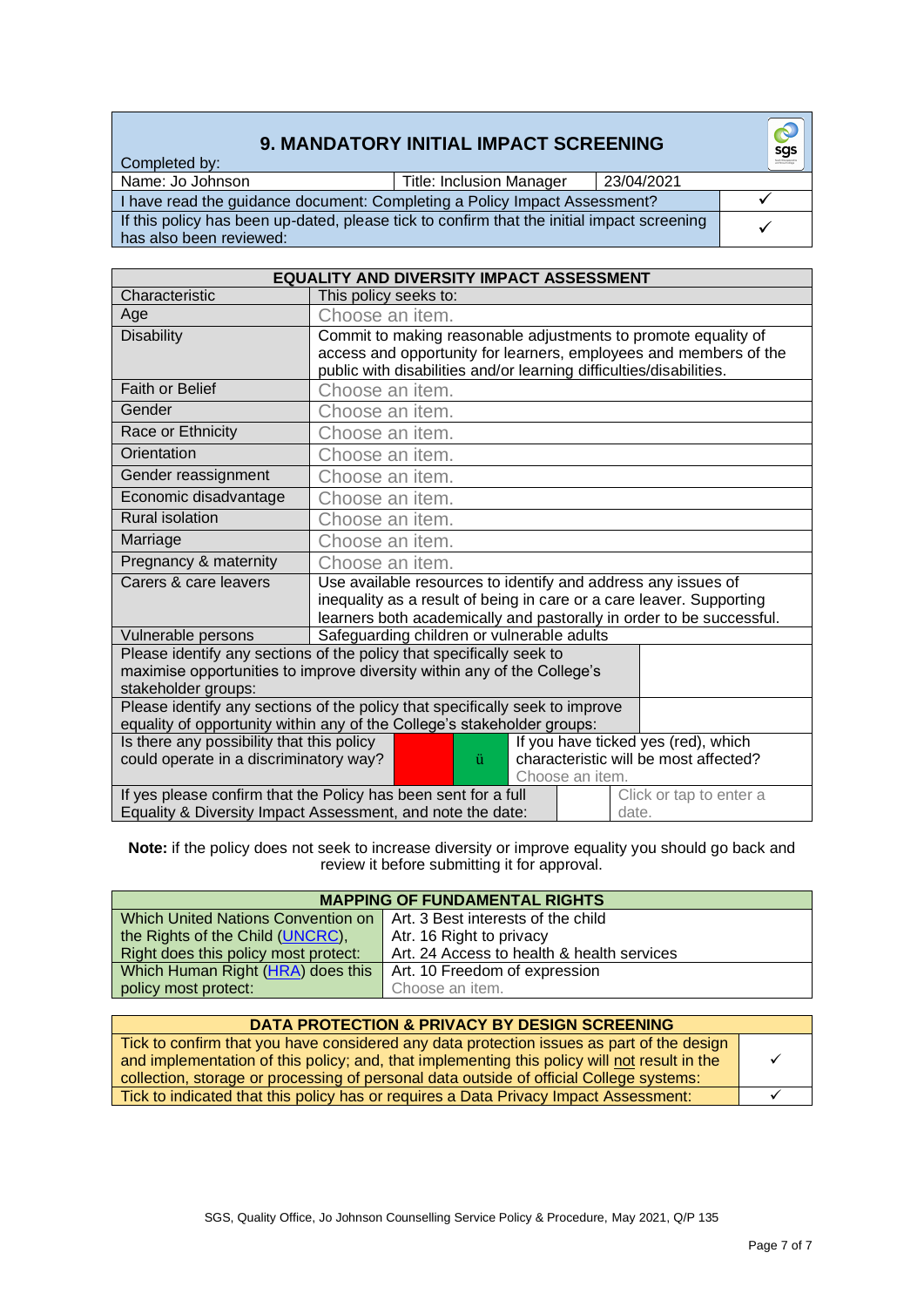## 9. MANDATORY INITIAL IMPACT SCREENING

| Completed by: | | | |
|---|---|---|---|
| Name: Jo Johnson | Title: Inclusion Manager | 23/04/2021 | |
| I have read the guidance document: Completing a Policy Impact Assessment? | | | ✓ |
| If this policy has been up-dated, please tick to confirm that the initial impact screening has also been reviewed: | | | ✓ |

| EQUALITY AND DIVERSITY IMPACT ASSESSMENT | | | | |
|---|---|---|---|---|
| Characteristic | This policy seeks to: | | | |
| Age | Choose an item. | | | |
| Disability | Commit to making reasonable adjustments to promote equality of access and opportunity for learners, employees and members of the public with disabilities and/or learning difficulties/disabilities. | | | |
| Faith or Belief | Choose an item. | | | |
| Gender | Choose an item. | | | |
| Race or Ethnicity | Choose an item. | | | |
| Orientation | Choose an item. | | | |
| Gender reassignment | Choose an item. | | | |
| Economic disadvantage | Choose an item. | | | |
| Rural isolation | Choose an item. | | | |
| Marriage | Choose an item. | | | |
| Pregnancy & maternity | Choose an item. | | | |
| Carers & care leavers | Use available resources to identify and address any issues of inequality as a result of being in care or a care leaver. Supporting learners both academically and pastorally in order to be successful. | | | |
| Vulnerable persons | Safeguarding children or vulnerable adults | | | |
| Please identify any sections of the policy that specifically seek to maximise opportunities to improve diversity within any of the College's stakeholder groups: | | | | |
| Please identify any sections of the policy that specifically seek to improve equality of opportunity within any of the College's stakeholder groups: | | | | |
| Is there any possibility that this policy could operate in a discriminatory way? | | ü | If you have ticked yes (red), which characteristic will be most affected? Choose an item. | |
| If yes please confirm that the Policy has been sent for a full Equality & Diversity Impact Assessment, and note the date: | | | | Click or tap to enter a date. |

**Note:** if the policy does not seek to increase diversity or improve equality you should go back and review it before submitting it for approval.

| MAPPING OF FUNDAMENTAL RIGHTS | |
|---|---|
| Which United Nations Convention on the Rights of the Child (UNCRC), Right does this policy most protect: | Art. 3 Best interests of the child<br>Atr. 16 Right to privacy<br>Art. 24 Access to health & health services |
| Which Human Right (HRA) does this policy most protect: | Art. 10 Freedom of expression<br>Choose an item. |

| DATA PROTECTION & PRIVACY BY DESIGN SCREENING | |
|---|---|
| Tick to confirm that you have considered any data protection issues as part of the design and implementation of this policy; and, that implementing this policy will not result in the collection, storage or processing of personal data outside of official College systems: | ✓ |
| Tick to indicated that this policy has or requires a Data Privacy Impact Assessment: | ✓ |

SGS, Quality Office, Jo Johnson Counselling Service Policy & Procedure, May 2021, Q/P 135